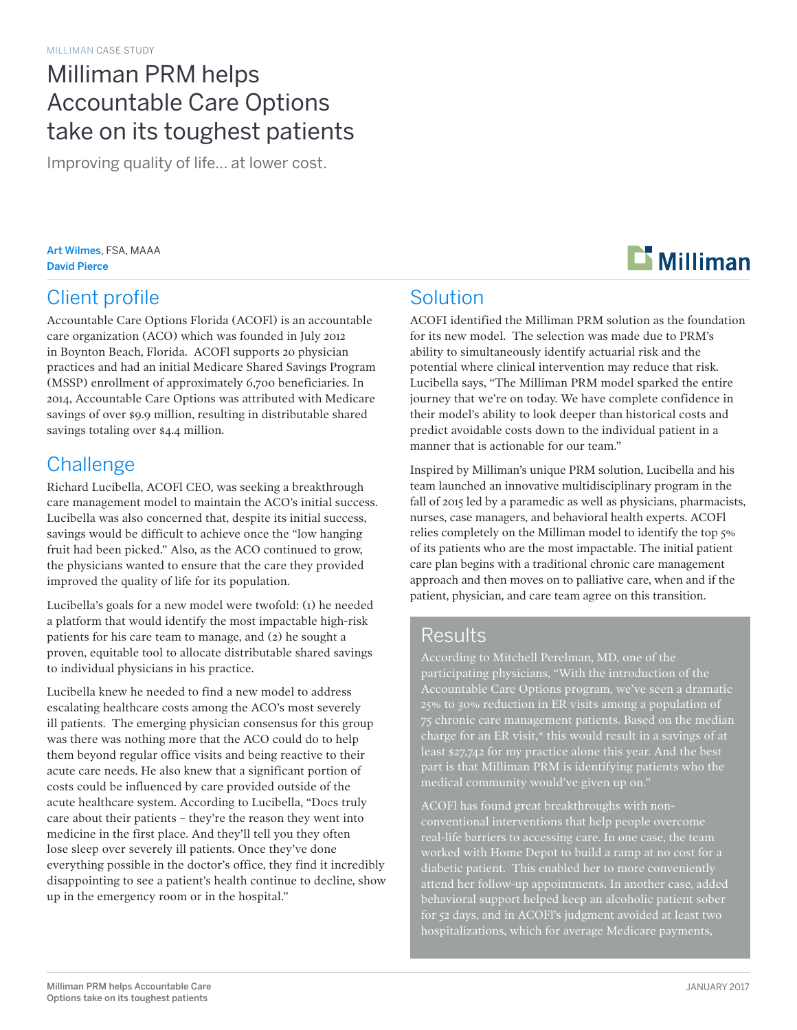MILLIMAN CASE STUDY

# Milliman PRM helps Accountable Care Options take on its toughest patients

Improving quality of life… at lower cost.

**Art Wilmes**, FSA, MAAA
**David Pierce**

## Client profile

Accountable Care Options Florida (ACOFl) is an accountable care organization (ACO) which was founded in July 2012 in Boynton Beach, Florida. ACOFl supports 20 physician practices and had an initial Medicare Shared Savings Program (MSSP) enrollment of approximately 6,700 beneficiaries. In 2014, Accountable Care Options was attributed with Medicare savings of over $9.9 million, resulting in distributable shared savings totaling over $4.4 million.

## Challenge

Richard Lucibella, ACOFl CEO, was seeking a breakthrough care management model to maintain the ACO's initial success. Lucibella was also concerned that, despite its initial success, savings would be difficult to achieve once the "low hanging fruit had been picked." Also, as the ACO continued to grow, the physicians wanted to ensure that the care they provided improved the quality of life for its population.

Lucibella's goals for a new model were twofold: (1) he needed a platform that would identify the most impactable high-risk patients for his care team to manage, and (2) he sought a proven, equitable tool to allocate distributable shared savings to individual physicians in his practice.

Lucibella knew he needed to find a new model to address escalating healthcare costs among the ACO's most severely ill patients. The emerging physician consensus for this group was there was nothing more that the ACO could do to help them beyond regular office visits and being reactive to their acute care needs. He also knew that a significant portion of costs could be influenced by care provided outside of the acute healthcare system. According to Lucibella, "Docs truly care about their patients – they're the reason they went into medicine in the first place. And they'll tell you they often lose sleep over severely ill patients. Once they've done everything possible in the doctor's office, they find it incredibly disappointing to see a patient's health continue to decline, show up in the emergency room or in the hospital."

## Solution

ACOFl identified the Milliman PRM solution as the foundation for its new model. The selection was made due to PRM's ability to simultaneously identify actuarial risk and the potential where clinical intervention may reduce that risk. Lucibella says, "The Milliman PRM model sparked the entire journey that we're on today. We have complete confidence in their model's ability to look deeper than historical costs and predict avoidable costs down to the individual patient in a manner that is actionable for our team."

Inspired by Milliman's unique PRM solution, Lucibella and his team launched an innovative multidisciplinary program in the fall of 2015 led by a paramedic as well as physicians, pharmacists, nurses, case managers, and behavioral health experts. ACOFl relies completely on the Milliman model to identify the top 5% of its patients who are the most impactable. The initial patient care plan begins with a traditional chronic care management approach and then moves on to palliative care, when and if the patient, physician, and care team agree on this transition.

## Results

According to Mitchell Perelman, MD, one of the participating physicians, "With the introduction of the Accountable Care Options program, we've seen a dramatic 25% to 30% reduction in ER visits among a population of 75 chronic care management patients. Based on the median charge for an ER visit,* this would result in a savings of at least $27,742 for my practice alone this year. And the best part is that Milliman PRM is identifying patients who the medical community would've given up on."

ACOFl has found great breakthroughs with non-conventional interventions that help people overcome real-life barriers to accessing care. In one case, the team worked with Home Depot to build a ramp at no cost for a diabetic patient. This enabled her to more conveniently attend her follow-up appointments. In another case, added behavioral support helped keep an alcoholic patient sober for 52 days, and in ACOFl's judgment avoided at least two hospitalizations, which for average Medicare payments,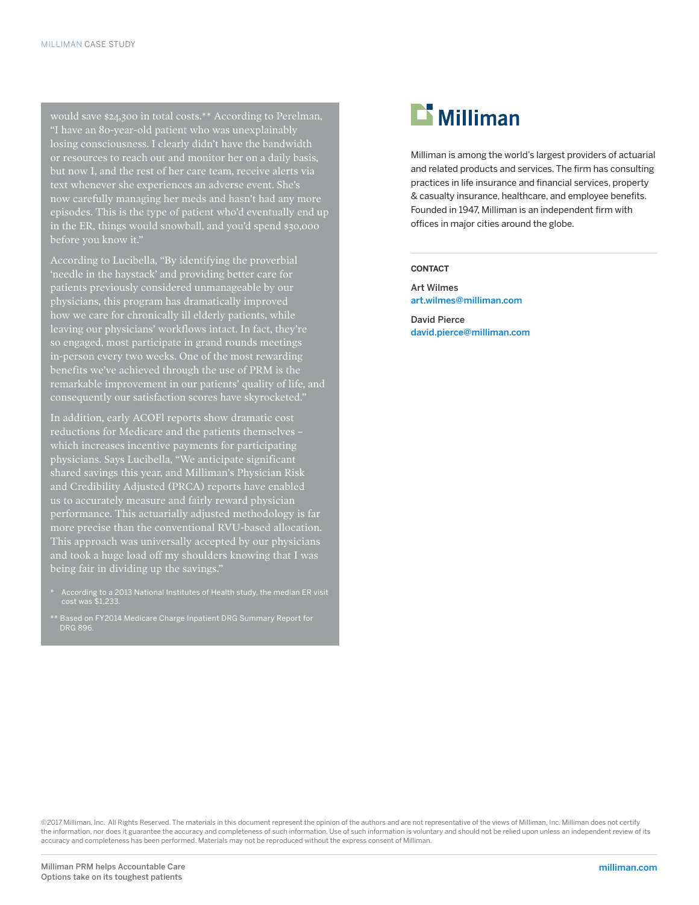would save $24,300 in total costs.** According to Perelman, "I have an 80-year-old patient who was unexplainably losing consciousness. I clearly didn't have the bandwidth or resources to reach out and monitor her on a daily basis, but now I, and the rest of her care team, receive alerts via text whenever she experiences an adverse event. She's now carefully managing her meds and hasn't had any more episodes. This is the type of patient who'd eventually end up in the ER, things would snowball, and you'd spend $30,000 before you know it."

According to Lucibella, "By identifying the proverbial 'needle in the haystack' and providing better care for patients previously considered unmanageable by our physicians, this program has dramatically improved how we care for chronically ill elderly patients, while leaving our physicians' workflows intact. In fact, they're so engaged, most participate in grand rounds meetings in-person every two weeks. One of the most rewarding benefits we've achieved through the use of PRM is the remarkable improvement in our patients' quality of life, and consequently our satisfaction scores have skyrocketed."

In addition, early ACOFl reports show dramatic cost reductions for Medicare and the patients themselves – which increases incentive payments for participating physicians. Says Lucibella, "We anticipate significant shared savings this year, and Milliman's Physician Risk and Credibility Adjusted (PRCA) reports have enabled us to accurately measure and fairly reward physician performance. This actuarially adjusted methodology is far more precise than the conventional RVU-based allocation. This approach was universally accepted by our physicians and took a huge load off my shoulders knowing that I was being fair in dividing up the savings."

\* According to a 2013 National Institutes of Health study, the median ER visit cost was $1,233.

\*\* Based on FY2014 Medicare Charge Inpatient DRG Summary Report for DRG 896.

**Milliman**

Milliman is among the world's largest providers of actuarial and related products and services. The firm has consulting practices in life insurance and financial services, property & casualty insurance, healthcare, and employee benefits. Founded in 1947, Milliman is an independent firm with offices in major cities around the globe.

**CONTACT**

Art Wilmes
art.wilmes@milliman.com

David Pierce
david.pierce@milliman.com

©2017 Milliman, Inc. All Rights Reserved. The materials in this document represent the opinion of the authors and are not representative of the views of Milliman, Inc. Milliman does not certify the information, nor does it guarantee the accuracy and completeness of such information. Use of such information is voluntary and should not be relied upon unless an independent review of its accuracy and completeness has been performed. Materials may not be reproduced without the express consent of Milliman.